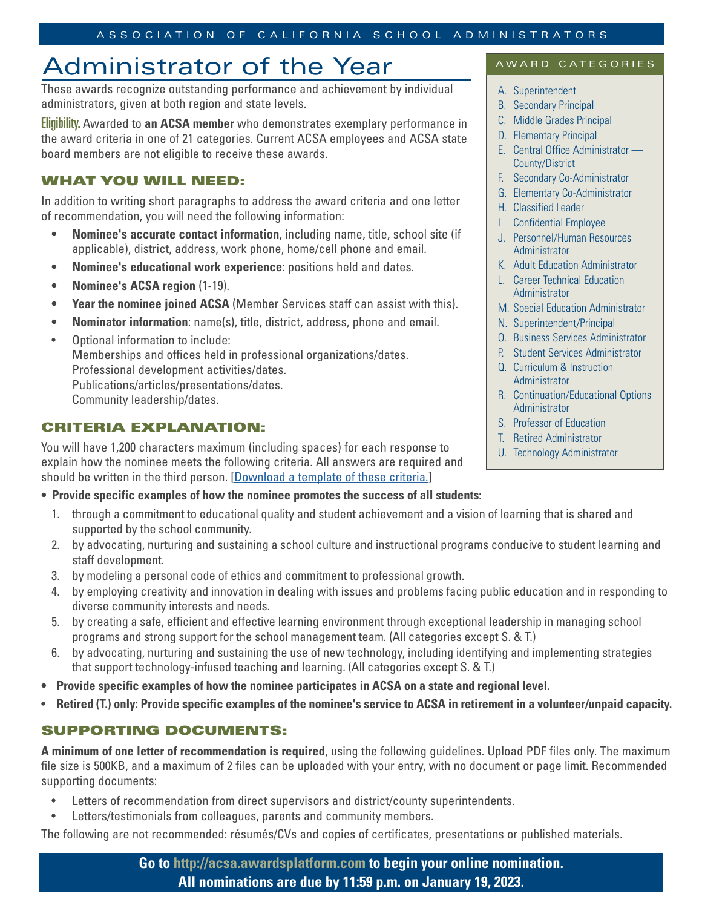ASSOCIATION OF CALIFORNIA SCHOOL ADMINISTRATORS

# Administrator of the Year

These awards recognize outstanding performance and achievement by individual administrators, given at both region and state levels.

**Eligibility.** Awarded to **an ACSA member** who demonstrates exemplary performance in the award criteria in one of 21 categories. Current ACSA employees and ACSA state board members are not eligible to receive these awards.

## AWARD CATEGORIES

A. Superintendent
B. Secondary Principal
C. Middle Grades Principal
D. Elementary Principal
E. Central Office Administrator — County/District
F. Secondary Co-Administrator
G. Elementary Co-Administrator
H. Classified Leader
I Confidential Employee
J. Personnel/Human Resources Administrator
K. Adult Education Administrator
L. Career Technical Education Administrator
M. Special Education Administrator
N. Superintendent/Principal
O. Business Services Administrator
P. Student Services Administrator
Q. Curriculum & Instruction Administrator
R. Continuation/Educational Options Administrator
S. Professor of Education
T. Retired Administrator
U. Technology Administrator

## WHAT YOU WILL NEED:

In addition to writing short paragraphs to address the award criteria and one letter of recommendation, you will need the following information:

- **Nominee's accurate contact information**, including name, title, school site (if applicable), district, address, work phone, home/cell phone and email.
- **Nominee's educational work experience**: positions held and dates.
- **Nominee's ACSA region** (1-19).
- **Year the nominee joined ACSA** (Member Services staff can assist with this).
- **Nominator information**: name(s), title, district, address, phone and email.
- Optional information to include:
  Memberships and offices held in professional organizations/dates.
  Professional development activities/dates.
  Publications/articles/presentations/dates.
  Community leadership/dates.

## CRITERIA EXPLANATION:

You will have 1,200 characters maximum (including spaces) for each response to explain how the nominee meets the following criteria. All answers are required and should be written in the third person. [Download a template of these criteria.]

- **Provide specific examples of how the nominee promotes the success of all students:**
  1. through a commitment to educational quality and student achievement and a vision of learning that is shared and supported by the school community.
  2. by advocating, nurturing and sustaining a school culture and instructional programs conducive to student learning and staff development.
  3. by modeling a personal code of ethics and commitment to professional growth.
  4. by employing creativity and innovation in dealing with issues and problems facing public education and in responding to diverse community interests and needs.
  5. by creating a safe, efficient and effective learning environment through exceptional leadership in managing school programs and strong support for the school management team. (All categories except S. & T.)
  6. by advocating, nurturing and sustaining the use of new technology, including identifying and implementing strategies that support technology-infused teaching and learning. (All categories except S. & T.)
- **Provide specific examples of how the nominee participates in ACSA on a state and regional level.**
- **Retired (T.) only: Provide specific examples of the nominee's service to ACSA in retirement in a volunteer/unpaid capacity.**

## SUPPORTING DOCUMENTS:

**A minimum of one letter of recommendation is required**, using the following guidelines. Upload PDF files only. The maximum file size is 500KB, and a maximum of 2 files can be uploaded with your entry, with no document or page limit. Recommended supporting documents:

- Letters of recommendation from direct supervisors and district/county superintendents.
- Letters/testimonials from colleagues, parents and community members.

The following are not recommended: résumés/CVs and copies of certificates, presentations or published materials.

**Go to http://acsa.awardsplatform.com to begin your online nomination.**
**All nominations are due by 11:59 p.m. on January 19, 2023.**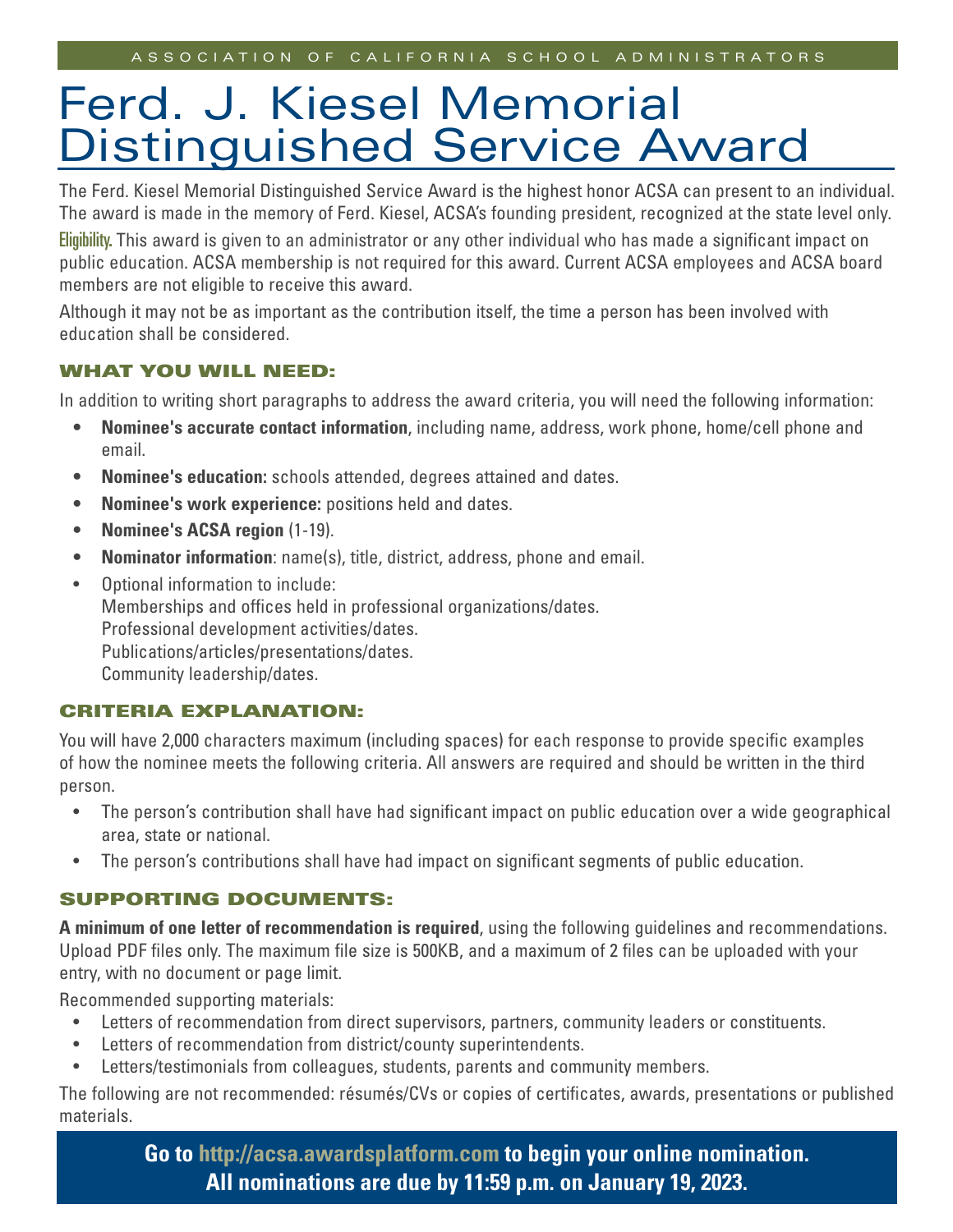ASSOCIATION OF CALIFORNIA SCHOOL ADMINISTRATORS

# Ferd. J. Kiesel Memorial Distinguished Service Award

The Ferd. Kiesel Memorial Distinguished Service Award is the highest honor ACSA can present to an individual. The award is made in the memory of Ferd. Kiesel, ACSA's founding president, recognized at the state level only.

**Eligibility.** This award is given to an administrator or any other individual who has made a significant impact on public education. ACSA membership is not required for this award. Current ACSA employees and ACSA board members are not eligible to receive this award.

Although it may not be as important as the contribution itself, the time a person has been involved with education shall be considered.

## WHAT YOU WILL NEED:

In addition to writing short paragraphs to address the award criteria, you will need the following information:

- **Nominee's accurate contact information**, including name, address, work phone, home/cell phone and email.
- **Nominee's education:** schools attended, degrees attained and dates.
- **Nominee's work experience:** positions held and dates.
- **Nominee's ACSA region** (1-19).
- **Nominator information**: name(s), title, district, address, phone and email.
- Optional information to include:
  Memberships and offices held in professional organizations/dates.
  Professional development activities/dates.
  Publications/articles/presentations/dates.
  Community leadership/dates.

## CRITERIA EXPLANATION:

You will have 2,000 characters maximum (including spaces) for each response to provide specific examples of how the nominee meets the following criteria. All answers are required and should be written in the third person.

- The person's contribution shall have had significant impact on public education over a wide geographical area, state or national.
- The person's contributions shall have had impact on significant segments of public education.

## SUPPORTING DOCUMENTS:

**A minimum of one letter of recommendation is required**, using the following guidelines and recommendations. Upload PDF files only. The maximum file size is 500KB, and a maximum of 2 files can be uploaded with your entry, with no document or page limit.

Recommended supporting materials:

- Letters of recommendation from direct supervisors, partners, community leaders or constituents.
- Letters of recommendation from district/county superintendents.
- Letters/testimonials from colleagues, students, parents and community members.

The following are not recommended: résumés/CVs or copies of certificates, awards, presentations or published materials.

**Go to http://acsa.awardsplatform.com to begin your online nomination.**
**All nominations are due by 11:59 p.m. on January 19, 2023.**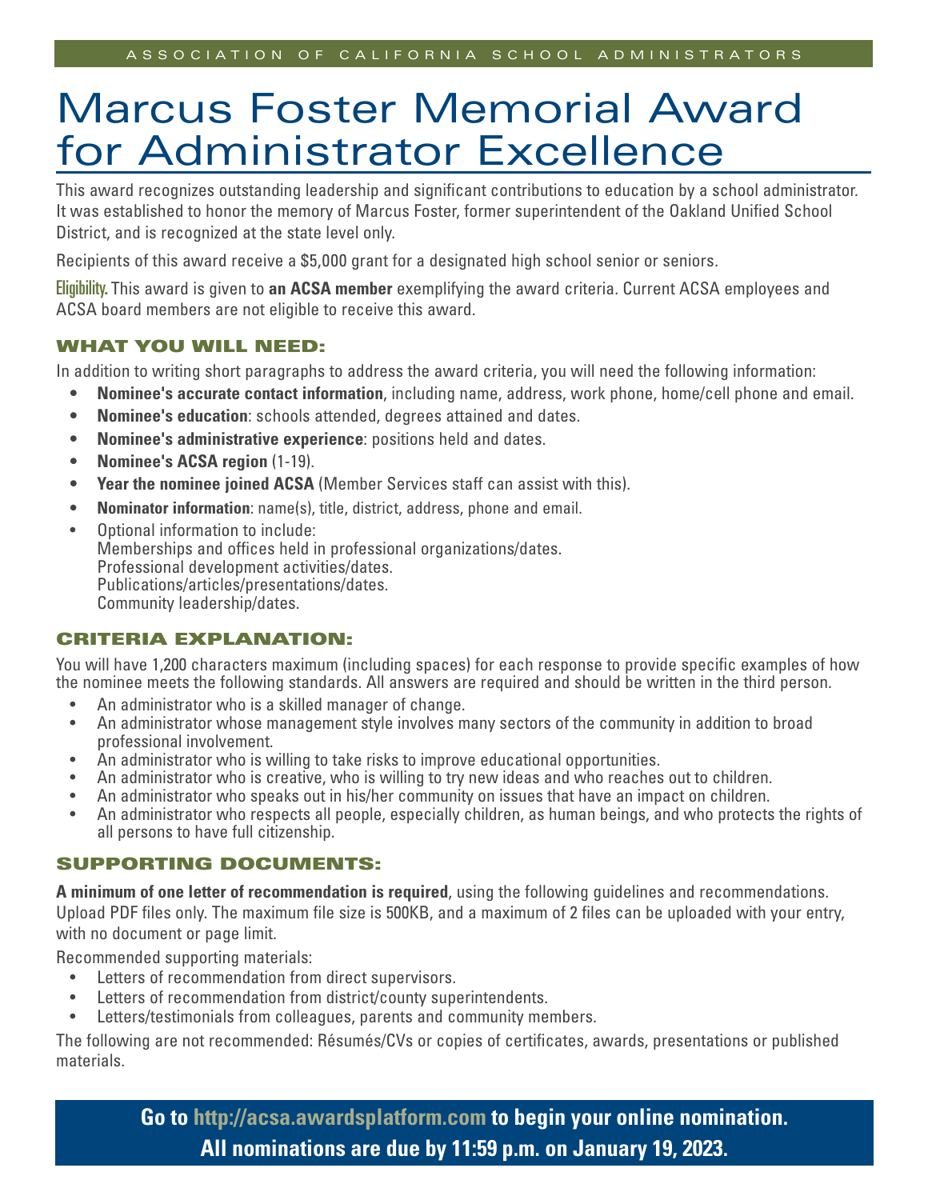ASSOCIATION OF CALIFORNIA SCHOOL ADMINISTRATORS

# Marcus Foster Memorial Award for Administrator Excellence

This award recognizes outstanding leadership and significant contributions to education by a school administrator. It was established to honor the memory of Marcus Foster, former superintendent of the Oakland Unified School District, and is recognized at the state level only.

Recipients of this award receive a $5,000 grant for a designated high school senior or seniors.

**Eligibility.** This award is given to **an ACSA member** exemplifying the award criteria. Current ACSA employees and ACSA board members are not eligible to receive this award.

## WHAT YOU WILL NEED:

In addition to writing short paragraphs to address the award criteria, you will need the following information:

- **Nominee's accurate contact information**, including name, address, work phone, home/cell phone and email.
- **Nominee's education**: schools attended, degrees attained and dates.
- **Nominee's administrative experience**: positions held and dates.
- **Nominee's ACSA region** (1-19).
- **Year the nominee joined ACSA** (Member Services staff can assist with this).
- **Nominator information**: name(s), title, district, address, phone and email.
- Optional information to include:
  Memberships and offices held in professional organizations/dates.
  Professional development activities/dates.
  Publications/articles/presentations/dates.
  Community leadership/dates.

## CRITERIA EXPLANATION:

You will have 1,200 characters maximum (including spaces) for each response to provide specific examples of how the nominee meets the following standards. All answers are required and should be written in the third person.

- An administrator who is a skilled manager of change.
- An administrator whose management style involves many sectors of the community in addition to broad professional involvement.
- An administrator who is willing to take risks to improve educational opportunities.
- An administrator who is creative, who is willing to try new ideas and who reaches out to children.
- An administrator who speaks out in his/her community on issues that have an impact on children.
- An administrator who respects all people, especially children, as human beings, and who protects the rights of all persons to have full citizenship.

## SUPPORTING DOCUMENTS:

**A minimum of one letter of recommendation is required**, using the following guidelines and recommendations. Upload PDF files only. The maximum file size is 500KB, and a maximum of 2 files can be uploaded with your entry, with no document or page limit.

Recommended supporting materials:

- Letters of recommendation from direct supervisors.
- Letters of recommendation from district/county superintendents.
- Letters/testimonials from colleagues, parents and community members.

The following are not recommended: Résumés/CVs or copies of certificates, awards, presentations or published materials.

**Go to http://acsa.awardsplatform.com to begin your online nomination.**
**All nominations are due by 11:59 p.m. on January 19, 2023.**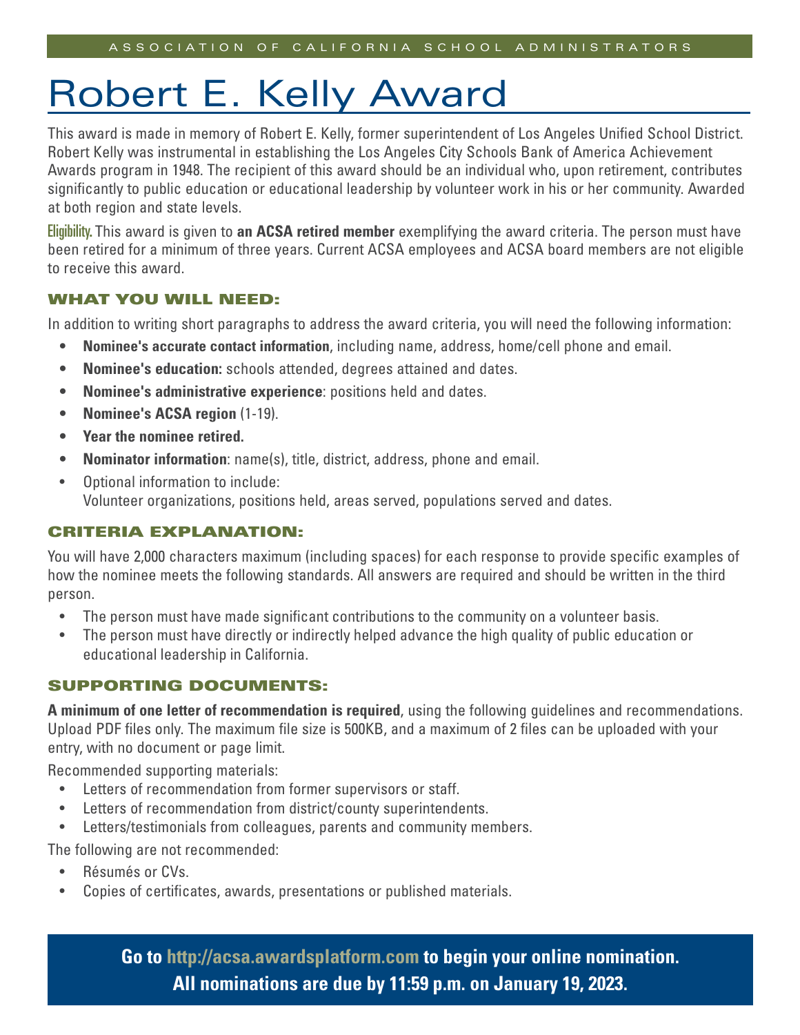ASSOCIATION OF CALIFORNIA SCHOOL ADMINISTRATORS

# Robert E. Kelly Award

This award is made in memory of Robert E. Kelly, former superintendent of Los Angeles Unified School District. Robert Kelly was instrumental in establishing the Los Angeles City Schools Bank of America Achievement Awards program in 1948. The recipient of this award should be an individual who, upon retirement, contributes significantly to public education or educational leadership by volunteer work in his or her community. Awarded at both region and state levels.

**Eligibility.** This award is given to **an ACSA retired member** exemplifying the award criteria. The person must have been retired for a minimum of three years. Current ACSA employees and ACSA board members are not eligible to receive this award.

## WHAT YOU WILL NEED:

In addition to writing short paragraphs to address the award criteria, you will need the following information:

- **Nominee's accurate contact information**, including name, address, home/cell phone and email.
- **Nominee's education:** schools attended, degrees attained and dates.
- **Nominee's administrative experience**: positions held and dates.
- **Nominee's ACSA region** (1-19).
- **Year the nominee retired.**
- **Nominator information**: name(s), title, district, address, phone and email.
- Optional information to include:
  Volunteer organizations, positions held, areas served, populations served and dates.

## CRITERIA EXPLANATION:

You will have 2,000 characters maximum (including spaces) for each response to provide specific examples of how the nominee meets the following standards. All answers are required and should be written in the third person.

- The person must have made significant contributions to the community on a volunteer basis.
- The person must have directly or indirectly helped advance the high quality of public education or educational leadership in California.

## SUPPORTING DOCUMENTS:

**A minimum of one letter of recommendation is required**, using the following guidelines and recommendations. Upload PDF files only. The maximum file size is 500KB, and a maximum of 2 files can be uploaded with your entry, with no document or page limit.

Recommended supporting materials:

- Letters of recommendation from former supervisors or staff.
- Letters of recommendation from district/county superintendents.
- Letters/testimonials from colleagues, parents and community members.

The following are not recommended:

- Résumés or CVs.
- Copies of certificates, awards, presentations or published materials.

**Go to http://acsa.awardsplatform.com to begin your online nomination.**
**All nominations are due by 11:59 p.m. on January 19, 2023.**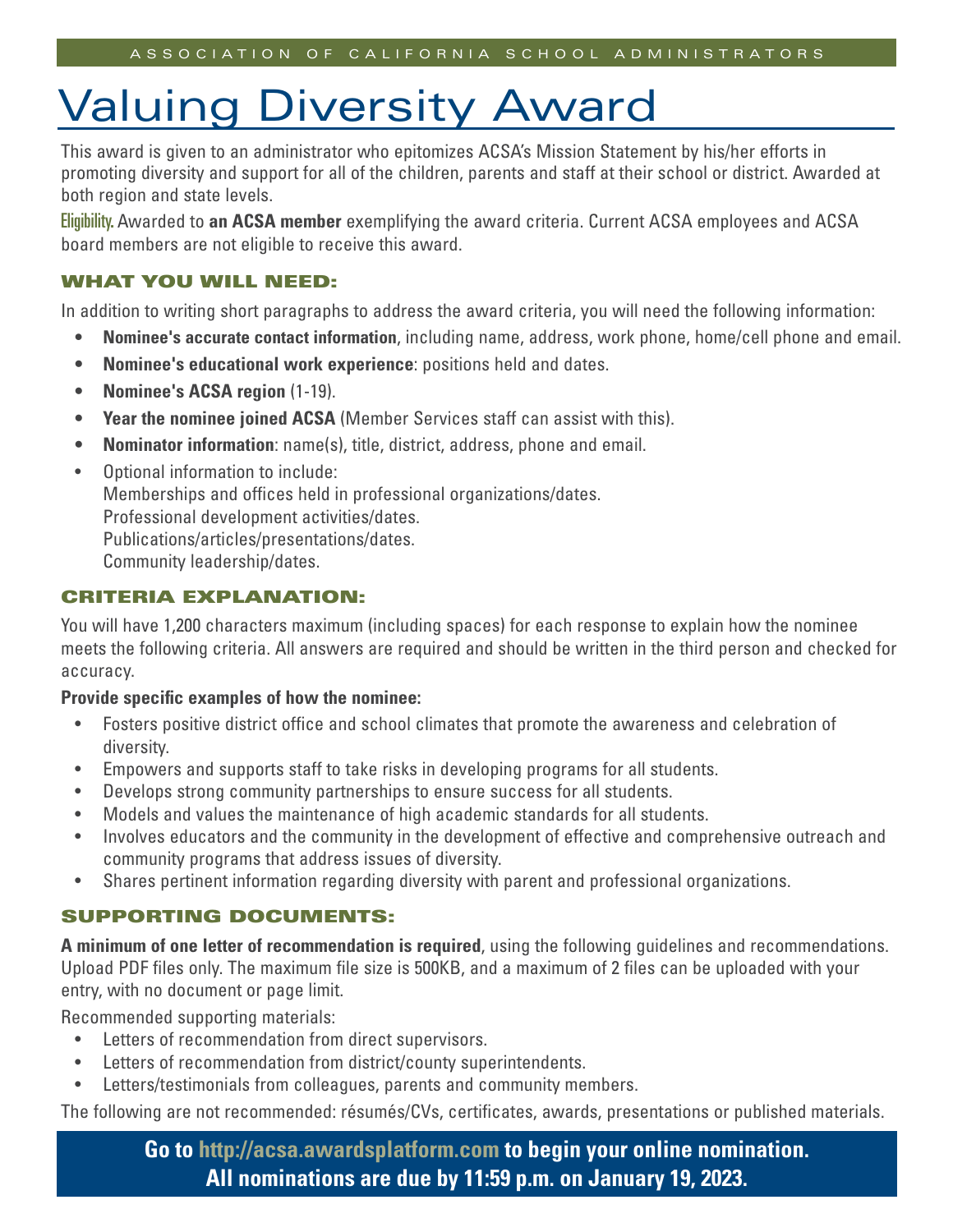ASSOCIATION OF CALIFORNIA SCHOOL ADMINISTRATORS

# Valuing Diversity Award

This award is given to an administrator who epitomizes ACSA's Mission Statement by his/her efforts in promoting diversity and support for all of the children, parents and staff at their school or district. Awarded at both region and state levels.

Eligibility. Awarded to **an ACSA member** exemplifying the award criteria. Current ACSA employees and ACSA board members are not eligible to receive this award.

## WHAT YOU WILL NEED:

In addition to writing short paragraphs to address the award criteria, you will need the following information:

- **Nominee's accurate contact information**, including name, address, work phone, home/cell phone and email.
- **Nominee's educational work experience**: positions held and dates.
- **Nominee's ACSA region** (1-19).
- **Year the nominee joined ACSA** (Member Services staff can assist with this).
- **Nominator information**: name(s), title, district, address, phone and email.
- Optional information to include:
  Memberships and offices held in professional organizations/dates.
  Professional development activities/dates.
  Publications/articles/presentations/dates.
  Community leadership/dates.

## CRITERIA EXPLANATION:

You will have 1,200 characters maximum (including spaces) for each response to explain how the nominee meets the following criteria. All answers are required and should be written in the third person and checked for accuracy.

**Provide specific examples of how the nominee:**

- Fosters positive district office and school climates that promote the awareness and celebration of diversity.
- Empowers and supports staff to take risks in developing programs for all students.
- Develops strong community partnerships to ensure success for all students.
- Models and values the maintenance of high academic standards for all students.
- Involves educators and the community in the development of effective and comprehensive outreach and community programs that address issues of diversity.
- Shares pertinent information regarding diversity with parent and professional organizations.

## SUPPORTING DOCUMENTS:

**A minimum of one letter of recommendation is required**, using the following guidelines and recommendations. Upload PDF files only. The maximum file size is 500KB, and a maximum of 2 files can be uploaded with your entry, with no document or page limit.

Recommended supporting materials:

- Letters of recommendation from direct supervisors.
- Letters of recommendation from district/county superintendents.
- Letters/testimonials from colleagues, parents and community members.

The following are not recommended: résumés/CVs, certificates, awards, presentations or published materials.

**Go to http://acsa.awardsplatform.com to begin your online nomination.**
**All nominations are due by 11:59 p.m. on January 19, 2023.**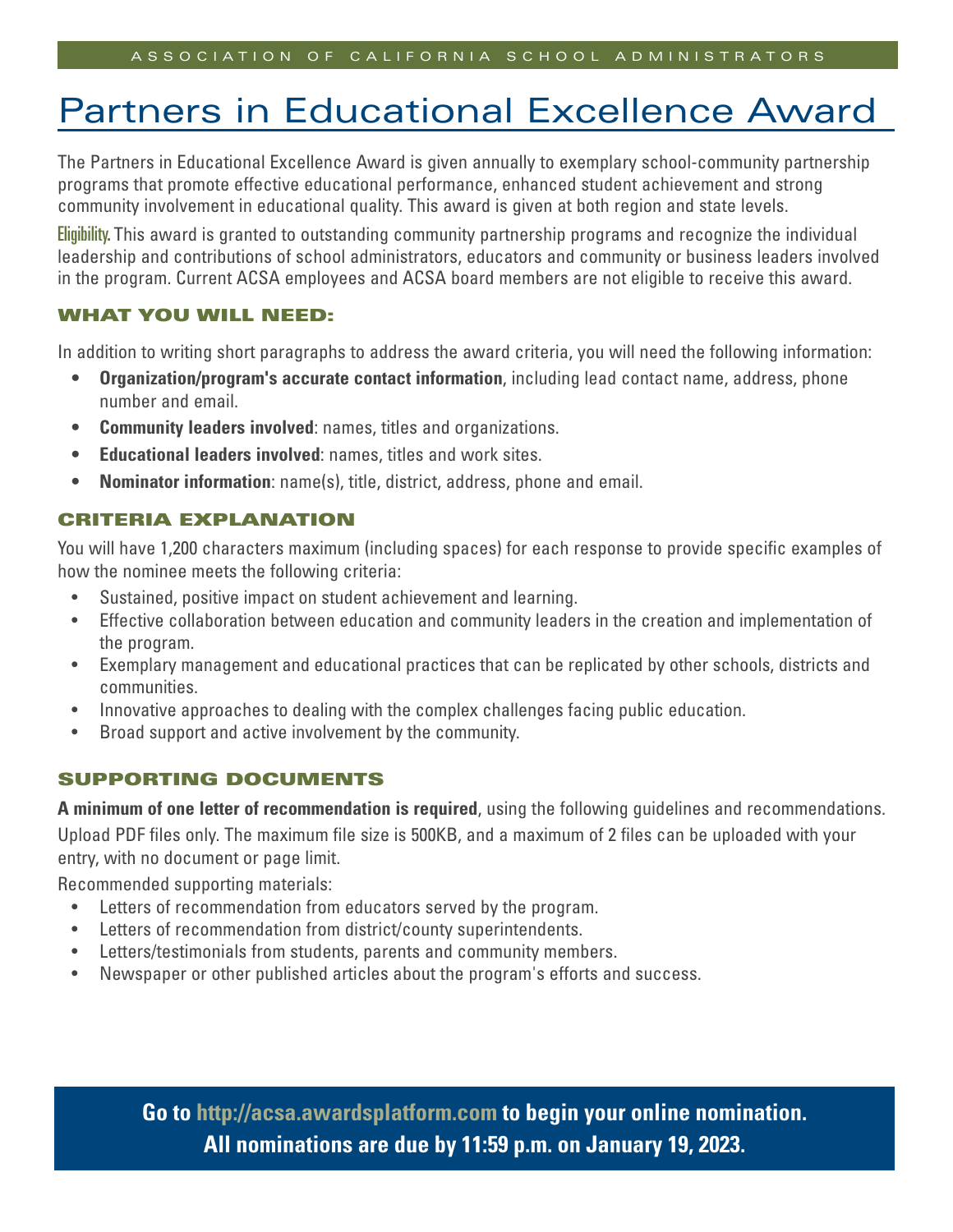ASSOCIATION OF CALIFORNIA SCHOOL ADMINISTRATORS

# Partners in Educational Excellence Award

The Partners in Educational Excellence Award is given annually to exemplary school-community partnership programs that promote effective educational performance, enhanced student achievement and strong community involvement in educational quality. This award is given at both region and state levels.

**Eligibility.** This award is granted to outstanding community partnership programs and recognize the individual leadership and contributions of school administrators, educators and community or business leaders involved in the program. Current ACSA employees and ACSA board members are not eligible to receive this award.

## WHAT YOU WILL NEED:

In addition to writing short paragraphs to address the award criteria, you will need the following information:

- **Organization/program's accurate contact information**, including lead contact name, address, phone number and email.
- **Community leaders involved**: names, titles and organizations.
- **Educational leaders involved**: names, titles and work sites.
- **Nominator information**: name(s), title, district, address, phone and email.

## CRITERIA EXPLANATION

You will have 1,200 characters maximum (including spaces) for each response to provide specific examples of how the nominee meets the following criteria:

- Sustained, positive impact on student achievement and learning.
- Effective collaboration between education and community leaders in the creation and implementation of the program.
- Exemplary management and educational practices that can be replicated by other schools, districts and communities.
- Innovative approaches to dealing with the complex challenges facing public education.
- Broad support and active involvement by the community.

## SUPPORTING DOCUMENTS

**A minimum of one letter of recommendation is required**, using the following guidelines and recommendations.

Upload PDF files only. The maximum file size is 500KB, and a maximum of 2 files can be uploaded with your entry, with no document or page limit.

Recommended supporting materials:

- Letters of recommendation from educators served by the program.
- Letters of recommendation from district/county superintendents.
- Letters/testimonials from students, parents and community members.
- Newspaper or other published articles about the program's efforts and success.

**Go to http://acsa.awardsplatform.com to begin your online nomination.**
**All nominations are due by 11:59 p.m. on January 19, 2023.**